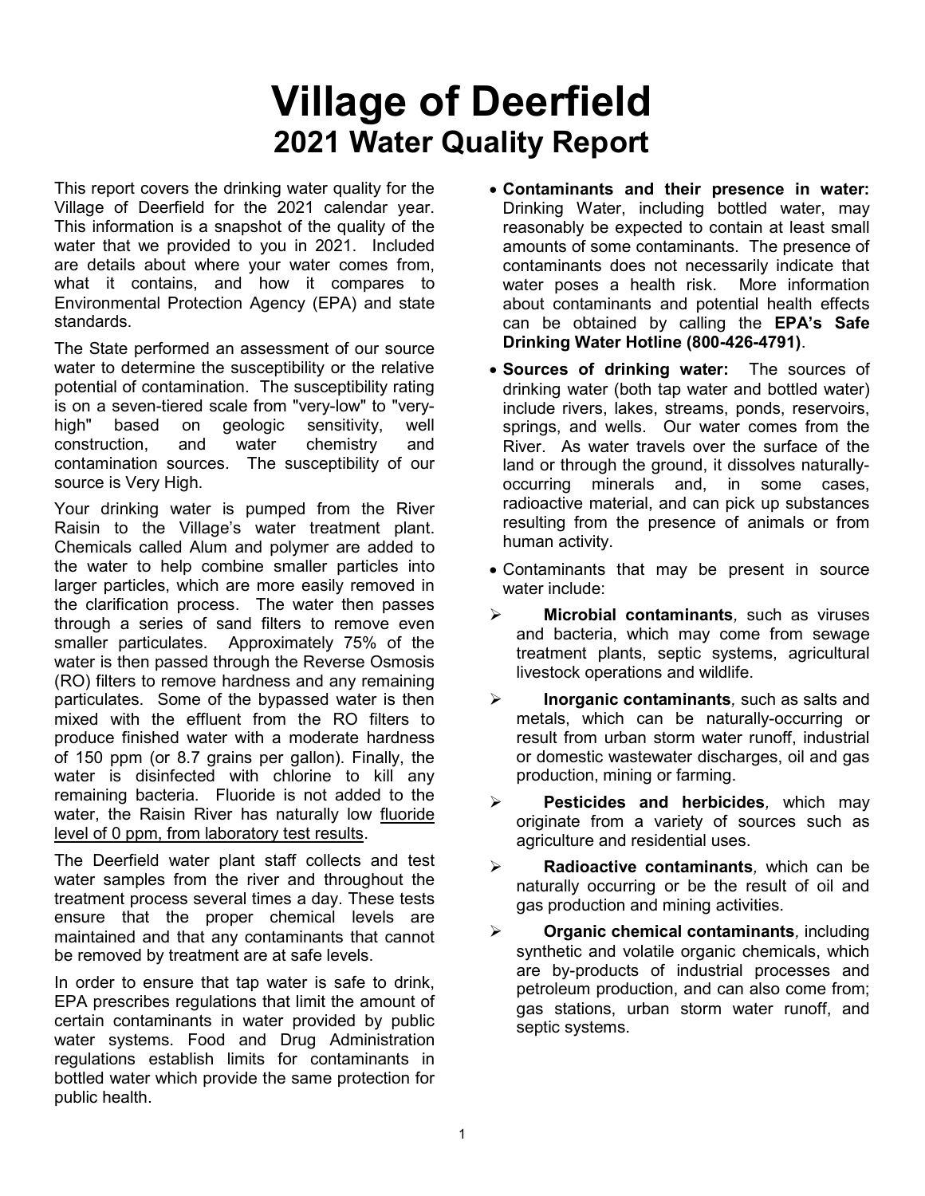# Village of Deerfield
## 2021 Water Quality Report

This report covers the drinking water quality for the Village of Deerfield for the 2021 calendar year. This information is a snapshot of the quality of the water that we provided to you in 2021. Included are details about where your water comes from, what it contains, and how it compares to Environmental Protection Agency (EPA) and state standards.

The State performed an assessment of our source water to determine the susceptibility or the relative potential of contamination. The susceptibility rating is on a seven-tiered scale from "very-low" to "very-high" based on geologic sensitivity, well construction, and water chemistry and contamination sources. The susceptibility of our source is Very High.

Your drinking water is pumped from the River Raisin to the Village's water treatment plant. Chemicals called Alum and polymer are added to the water to help combine smaller particles into larger particles, which are more easily removed in the clarification process. The water then passes through a series of sand filters to remove even smaller particulates. Approximately 75% of the water is then passed through the Reverse Osmosis (RO) filters to remove hardness and any remaining particulates. Some of the bypassed water is then mixed with the effluent from the RO filters to produce finished water with a moderate hardness of 150 ppm (or 8.7 grains per gallon). Finally, the water is disinfected with chlorine to kill any remaining bacteria. Fluoride is not added to the water, the Raisin River has naturally low fluoride level of 0 ppm, from laboratory test results.

The Deerfield water plant staff collects and test water samples from the river and throughout the treatment process several times a day. These tests ensure that the proper chemical levels are maintained and that any contaminants that cannot be removed by treatment are at safe levels.

In order to ensure that tap water is safe to drink, EPA prescribes regulations that limit the amount of certain contaminants in water provided by public water systems. Food and Drug Administration regulations establish limits for contaminants in bottled water which provide the same protection for public health.

- **Contaminants and their presence in water:** Drinking Water, including bottled water, may reasonably be expected to contain at least small amounts of some contaminants. The presence of contaminants does not necessarily indicate that water poses a health risk. More information about contaminants and potential health effects can be obtained by calling the **EPA's Safe Drinking Water Hotline (800-426-4791)**.
- **Sources of drinking water:** The sources of drinking water (both tap water and bottled water) include rivers, lakes, streams, ponds, reservoirs, springs, and wells. Our water comes from the River. As water travels over the surface of the land or through the ground, it dissolves naturally-occurring minerals and, in some cases, radioactive material, and can pick up substances resulting from the presence of animals or from human activity.
- Contaminants that may be present in source water include:
  - **Microbial contaminants**, such as viruses and bacteria, which may come from sewage treatment plants, septic systems, agricultural livestock operations and wildlife.
  - **Inorganic contaminants**, such as salts and metals, which can be naturally-occurring or result from urban storm water runoff, industrial or domestic wastewater discharges, oil and gas production, mining or farming.
  - **Pesticides and herbicides**, which may originate from a variety of sources such as agriculture and residential uses.
  - **Radioactive contaminants**, which can be naturally occurring or be the result of oil and gas production and mining activities.
  - **Organic chemical contaminants**, including synthetic and volatile organic chemicals, which are by-products of industrial processes and petroleum production, and can also come from; gas stations, urban storm water runoff, and septic systems.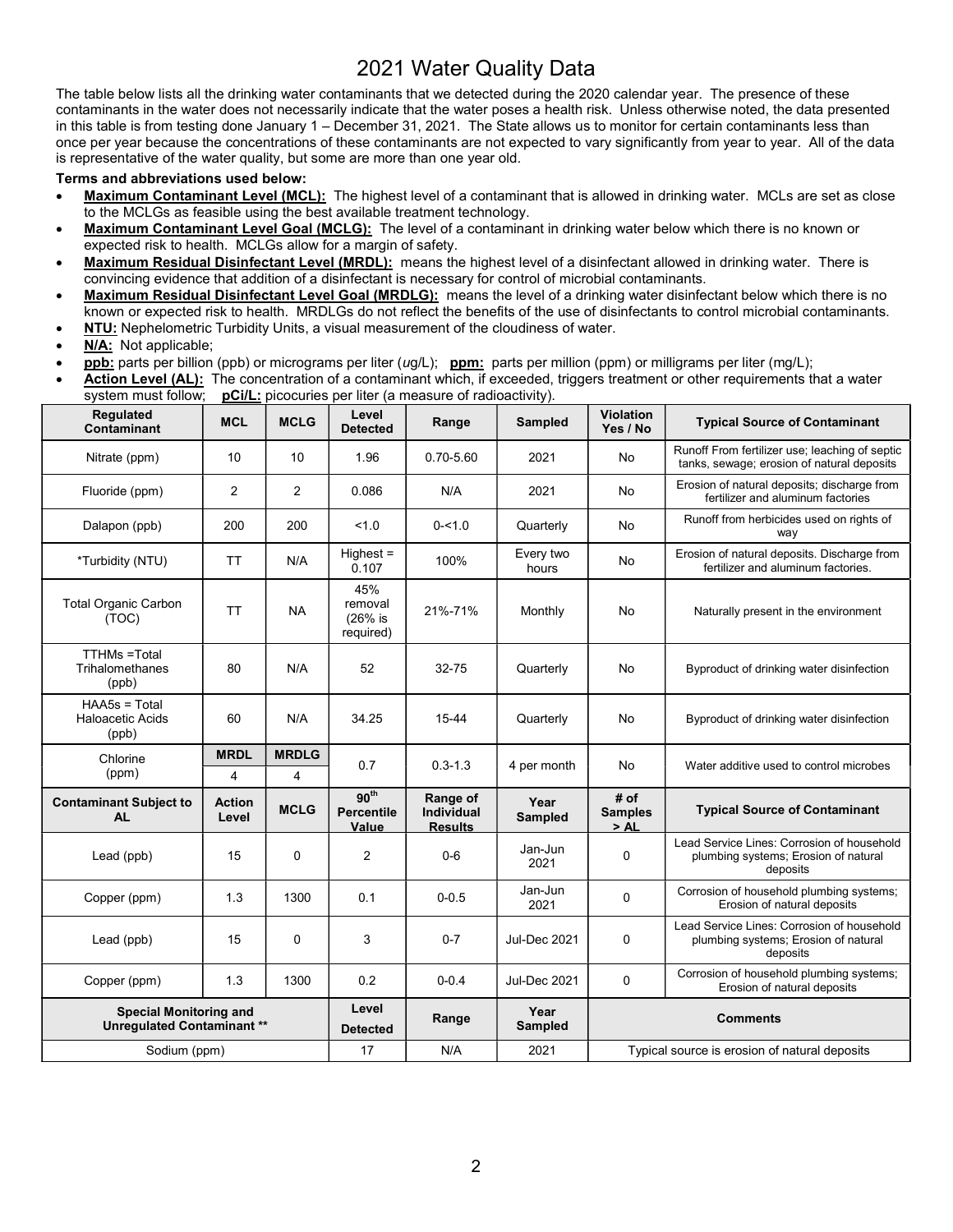# 2021 Water Quality Data

The table below lists all the drinking water contaminants that we detected during the 2020 calendar year. The presence of these contaminants in the water does not necessarily indicate that the water poses a health risk. Unless otherwise noted, the data presented in this table is from testing done January 1 – December 31, 2021. The State allows us to monitor for certain contaminants less than once per year because the concentrations of these contaminants are not expected to vary significantly from year to year. All of the data is representative of the water quality, but some are more than one year old.

**Terms and abbreviations used below:**

- **Maximum Contaminant Level (MCL):** The highest level of a contaminant that is allowed in drinking water. MCLs are set as close to the MCLGs as feasible using the best available treatment technology.
- **Maximum Contaminant Level Goal (MCLG):** The level of a contaminant in drinking water below which there is no known or expected risk to health. MCLGs allow for a margin of safety.
- **Maximum Residual Disinfectant Level (MRDL):** means the highest level of a disinfectant allowed in drinking water. There is convincing evidence that addition of a disinfectant is necessary for control of microbial contaminants.
- **Maximum Residual Disinfectant Level Goal (MRDLG):** means the level of a drinking water disinfectant below which there is no known or expected risk to health. MRDLGs do not reflect the benefits of the use of disinfectants to control microbial contaminants.
- **NTU:** Nephelometric Turbidity Units, a visual measurement of the cloudiness of water.
- **N/A:** Not applicable;
- **ppb:** parts per billion (ppb) or micrograms per liter (*u*g/L); **ppm:** parts per million (ppm) or milligrams per liter (mg/L);
- **Action Level (AL):** The concentration of a contaminant which, if exceeded, triggers treatment or other requirements that a water system must follow; **pCi/L:** picocuries per liter (a measure of radioactivity).

| Regulated Contaminant | MCL | MCLG | Level Detected | Range | Sampled | Violation Yes / No | Typical Source of Contaminant |
|---|---|---|---|---|---|---|---|
| Nitrate (ppm) | 10 | 10 | 1.96 | 0.70-5.60 | 2021 | No | Runoff From fertilizer use; leaching of septic tanks, sewage; erosion of natural deposits |
| Fluoride (ppm) | 2 | 2 | 0.086 | N/A | 2021 | No | Erosion of natural deposits; discharge from fertilizer and aluminum factories |
| Dalapon (ppb) | 200 | 200 | <1.0 | 0-<1.0 | Quarterly | No | Runoff from herbicides used on rights of way |
| *Turbidity (NTU) | TT | N/A | Highest = 0.107 | 100% | Every two hours | No | Erosion of natural deposits. Discharge from fertilizer and aluminum factories. |
| Total Organic Carbon (TOC) | TT | NA | 45% removal (26% is required) | 21%-71% | Monthly | No | Naturally present in the environment |
| TTHMs =Total Trihalomethanes (ppb) | 80 | N/A | 52 | 32-75 | Quarterly | No | Byproduct of drinking water disinfection |
| HAA5s = Total Haloacetic Acids (ppb) | 60 | N/A | 34.25 | 15-44 | Quarterly | No | Byproduct of drinking water disinfection |
| Chlorine (ppm) | **MRDL** 4 | **MRDLG** 4 | 0.7 | 0.3-1.3 | 4 per month | No | Water additive used to control microbes |
| **Contaminant Subject to AL** | **Action Level** | **MCLG** | **90th Percentile Value** | **Range of Individual Results** | **Year Sampled** | **# of Samples > AL** | **Typical Source of Contaminant** |
| Lead (ppb) | 15 | 0 | 2 | 0-6 | Jan-Jun 2021 | 0 | Lead Service Lines: Corrosion of household plumbing systems; Erosion of natural deposits |
| Copper (ppm) | 1.3 | 1300 | 0.1 | 0-0.5 | Jan-Jun 2021 | 0 | Corrosion of household plumbing systems; Erosion of natural deposits |
| Lead (ppb) | 15 | 0 | 3 | 0-7 | Jul-Dec 2021 | 0 | Lead Service Lines: Corrosion of household plumbing systems; Erosion of natural deposits |
| Copper (ppm) | 1.3 | 1300 | 0.2 | 0-0.4 | Jul-Dec 2021 | 0 | Corrosion of household plumbing systems; Erosion of natural deposits |
| **Special Monitoring and Unregulated Contaminant \*\*** | | | **Level Detected** | **Range** | **Year Sampled** | **Comments** | |
| Sodium (ppm) | | | 17 | N/A | 2021 | Typical source is erosion of natural deposits | |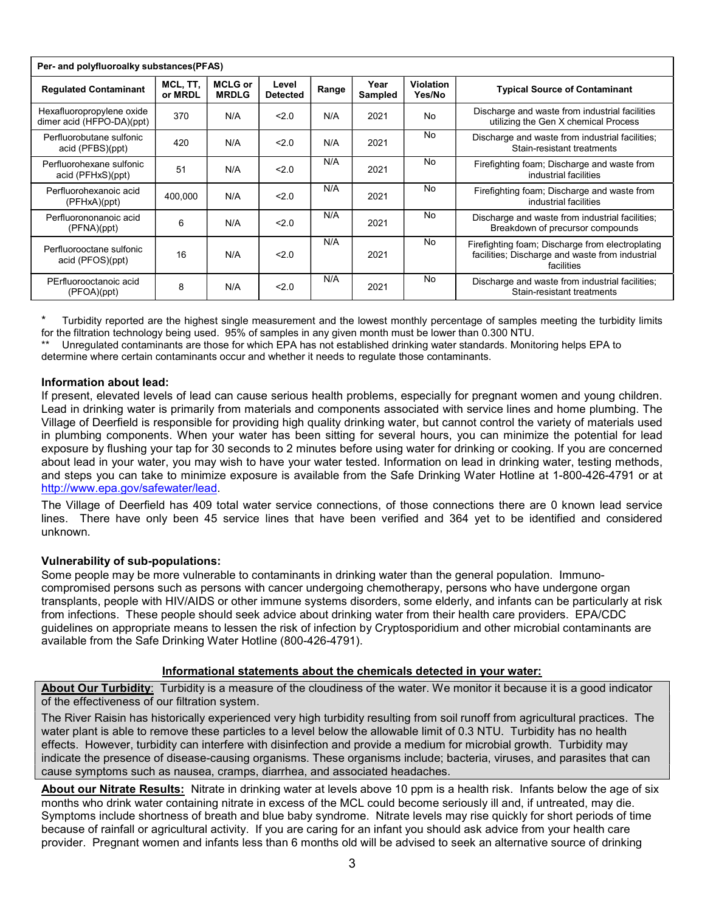| Per- and polyfluoroalky substances(PFAS) | | | | | | | |
|---|---|---|---|---|---|---|---|
| **Regulated Contaminant** | **MCL, TT, or MRDL** | **MCLG or MRDLG** | **Level Detected** | **Range** | **Year Sampled** | **Violation Yes/No** | **Typical Source of Contaminant** |
| Hexafluoropropylene oxide dimer acid (HFPO-DA)(ppt) | 370 | N/A | <2.0 | N/A | 2021 | No | Discharge and waste from industrial facilities utilizing the Gen X chemical Process |
| Perfluorobutane sulfonic acid (PFBS)(ppt) | 420 | N/A | <2.0 | N/A | 2021 | No | Discharge and waste from industrial facilities; Stain-resistant treatments |
| Perfluorohexane sulfonic acid (PFHxS)(ppt) | 51 | N/A | <2.0 | N/A | 2021 | No | Firefighting foam; Discharge and waste from industrial facilities |
| Perfluorohexanoic acid (PFHxA)(ppt) | 400,000 | N/A | <2.0 | N/A | 2021 | No | Firefighting foam; Discharge and waste from industrial facilities |
| Perfluorononanoic acid (PFNA)(ppt) | 6 | N/A | <2.0 | N/A | 2021 | No | Discharge and waste from industrial facilities; Breakdown of precursor compounds |
| Perfluorooctane sulfonic acid (PFOS)(ppt) | 16 | N/A | <2.0 | N/A | 2021 | No | Firefighting foam; Discharge from electroplating facilities; Discharge and waste from industrial facilities |
| PErfluorooctanoic acid (PFOA)(ppt) | 8 | N/A | <2.0 | N/A | 2021 | No | Discharge and waste from industrial facilities; Stain-resistant treatments |

\* Turbidity reported are the highest single measurement and the lowest monthly percentage of samples meeting the turbidity limits for the filtration technology being used. 95% of samples in any given month must be lower than 0.300 NTU.

\*\* Unregulated contaminants are those for which EPA has not established drinking water standards. Monitoring helps EPA to determine where certain contaminants occur and whether it needs to regulate those contaminants.

**Information about lead:**

If present, elevated levels of lead can cause serious health problems, especially for pregnant women and young children. Lead in drinking water is primarily from materials and components associated with service lines and home plumbing. The Village of Deerfield is responsible for providing high quality drinking water, but cannot control the variety of materials used in plumbing components. When your water has been sitting for several hours, you can minimize the potential for lead exposure by flushing your tap for 30 seconds to 2 minutes before using water for drinking or cooking. If you are concerned about lead in your water, you may wish to have your water tested. Information on lead in drinking water, testing methods, and steps you can take to minimize exposure is available from the Safe Drinking Water Hotline at 1-800-426-4791 or at http://www.epa.gov/safewater/lead.

The Village of Deerfield has 409 total water service connections, of those connections there are 0 known lead service lines. There have only been 45 service lines that have been verified and 364 yet to be identified and considered unknown.

**Vulnerability of sub-populations:**

Some people may be more vulnerable to contaminants in drinking water than the general population. Immuno-compromised persons such as persons with cancer undergoing chemotherapy, persons who have undergone organ transplants, people with HIV/AIDS or other immune systems disorders, some elderly, and infants can be particularly at risk from infections. These people should seek advice about drinking water from their health care providers. EPA/CDC guidelines on appropriate means to lessen the risk of infection by Cryptosporidium and other microbial contaminants are available from the Safe Drinking Water Hotline (800-426-4791).

**Informational statements about the chemicals detected in your water:**

**About Our Turbidity**: Turbidity is a measure of the cloudiness of the water. We monitor it because it is a good indicator of the effectiveness of our filtration system.

The River Raisin has historically experienced very high turbidity resulting from soil runoff from agricultural practices. The water plant is able to remove these particles to a level below the allowable limit of 0.3 NTU. Turbidity has no health effects. However, turbidity can interfere with disinfection and provide a medium for microbial growth. Turbidity may indicate the presence of disease-causing organisms. These organisms include; bacteria, viruses, and parasites that can cause symptoms such as nausea, cramps, diarrhea, and associated headaches.

**About our Nitrate Results:** Nitrate in drinking water at levels above 10 ppm is a health risk. Infants below the age of six months who drink water containing nitrate in excess of the MCL could become seriously ill and, if untreated, may die. Symptoms include shortness of breath and blue baby syndrome. Nitrate levels may rise quickly for short periods of time because of rainfall or agricultural activity. If you are caring for an infant you should ask advice from your health care provider. Pregnant women and infants less than 6 months old will be advised to seek an alternative source of drinking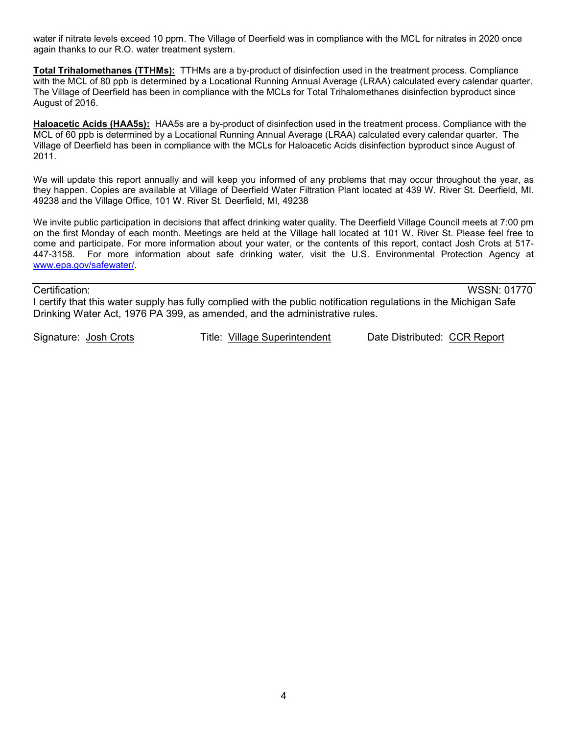water if nitrate levels exceed 10 ppm. The Village of Deerfield was in compliance with the MCL for nitrates in 2020 once again thanks to our R.O. water treatment system.

**Total Trihalomethanes (TTHMs):** TTHMs are a by-product of disinfection used in the treatment process. Compliance with the MCL of 80 ppb is determined by a Locational Running Annual Average (LRAA) calculated every calendar quarter. The Village of Deerfield has been in compliance with the MCLs for Total Trihalomethanes disinfection byproduct since August of 2016.

**Haloacetic Acids (HAA5s):** HAA5s are a by-product of disinfection used in the treatment process. Compliance with the MCL of 60 ppb is determined by a Locational Running Annual Average (LRAA) calculated every calendar quarter. The Village of Deerfield has been in compliance with the MCLs for Haloacetic Acids disinfection byproduct since August of 2011.

We will update this report annually and will keep you informed of any problems that may occur throughout the year, as they happen. Copies are available at Village of Deerfield Water Filtration Plant located at 439 W. River St. Deerfield, MI. 49238 and the Village Office, 101 W. River St. Deerfield, MI, 49238

We invite public participation in decisions that affect drinking water quality. The Deerfield Village Council meets at 7:00 pm on the first Monday of each month. Meetings are held at the Village hall located at 101 W. River St. Please feel free to come and participate. For more information about your water, or the contents of this report, contact Josh Crots at 517-447-3158. For more information about safe drinking water, visit the U.S. Environmental Protection Agency at www.epa.gov/safewater/.

---

Certification: WSSN: 01770

I certify that this water supply has fully complied with the public notification regulations in the Michigan Safe Drinking Water Act, 1976 PA 399, as amended, and the administrative rules.

Signature: Josh Crots    Title: Village Superintendent    Date Distributed: CCR Report